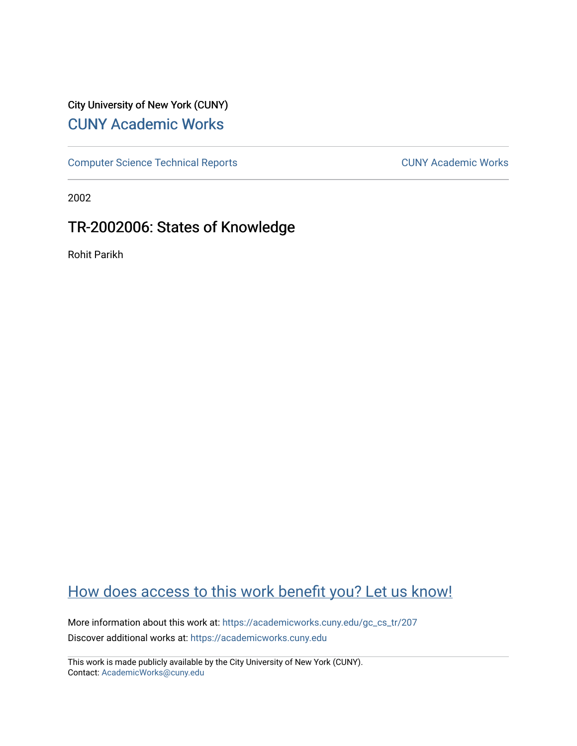City University of New York (CUNY)

# CUNY Academic Works

Computer Science Technical Reports | CUNY Academic Works

2002

## TR-2002006: States of Knowledge

Rohit Parikh

How does access to this work benefit you? Let us know!

More information about this work at: https://academicworks.cuny.edu/gc_cs_tr/207

Discover additional works at: https://academicworks.cuny.edu

This work is made publicly available by the City University of New York (CUNY).
Contact: AcademicWorks@cuny.edu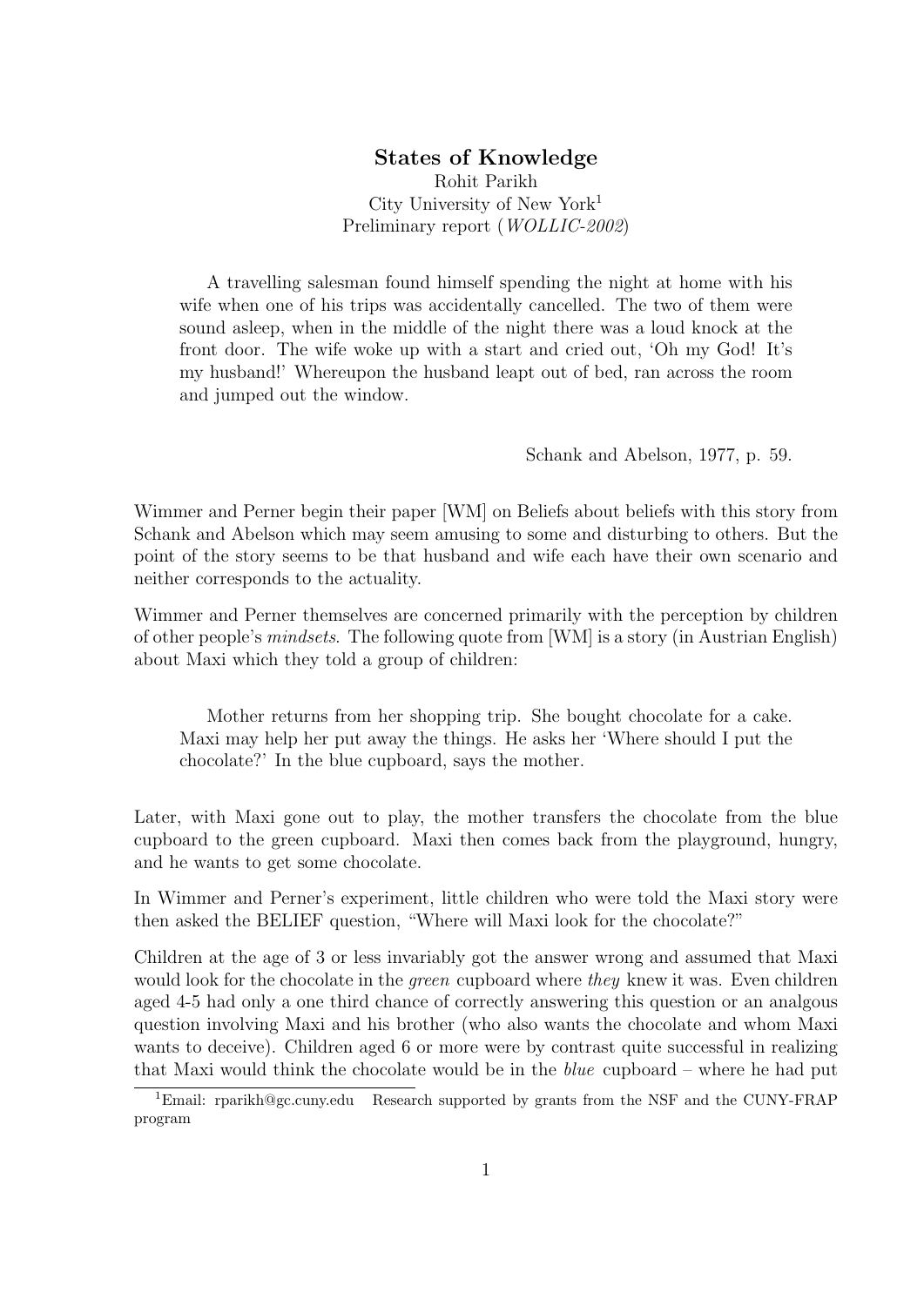# States of Knowledge

Rohit Parikh

City University of New York[1]

Preliminary report (*WOLLIC-2002*)

> A travelling salesman found himself spending the night at home with his wife when one of his trips was accidentally cancelled. The two of them were sound asleep, when in the middle of the night there was a loud knock at the front door. The wife woke up with a start and cried out, 'Oh my God! It's my husband!' Whereupon the husband leapt out of bed, ran across the room and jumped out the window.
>
> Schank and Abelson, 1977, p. 59.

Wimmer and Perner begin their paper [WM] on Beliefs about beliefs with this story from Schank and Abelson which may seem amusing to some and disturbing to others. But the point of the story seems to be that husband and wife each have their own scenario and neither corresponds to the actuality.

Wimmer and Perner themselves are concerned primarily with the perception by children of other people's *mindsets*. The following quote from [WM] is a story (in Austrian English) about Maxi which they told a group of children:

> Mother returns from her shopping trip. She bought chocolate for a cake. Maxi may help her put away the things. He asks her 'Where should I put the chocolate?' In the blue cupboard, says the mother.

Later, with Maxi gone out to play, the mother transfers the chocolate from the blue cupboard to the green cupboard. Maxi then comes back from the playground, hungry, and he wants to get some chocolate.

In Wimmer and Perner's experiment, little children who were told the Maxi story were then asked the BELIEF question, "Where will Maxi look for the chocolate?"

Children at the age of 3 or less invariably got the answer wrong and assumed that Maxi would look for the chocolate in the *green* cupboard where *they* knew it was. Even children aged 4-5 had only a one third chance of correctly answering this question or an analgous question involving Maxi and his brother (who also wants the chocolate and whom Maxi wants to deceive). Children aged 6 or more were by contrast quite successful in realizing that Maxi would think the chocolate would be in the *blue* cupboard – where he had put

[1] Email: rparikh@gc.cuny.edu Research supported by grants from the NSF and the CUNY-FRAP program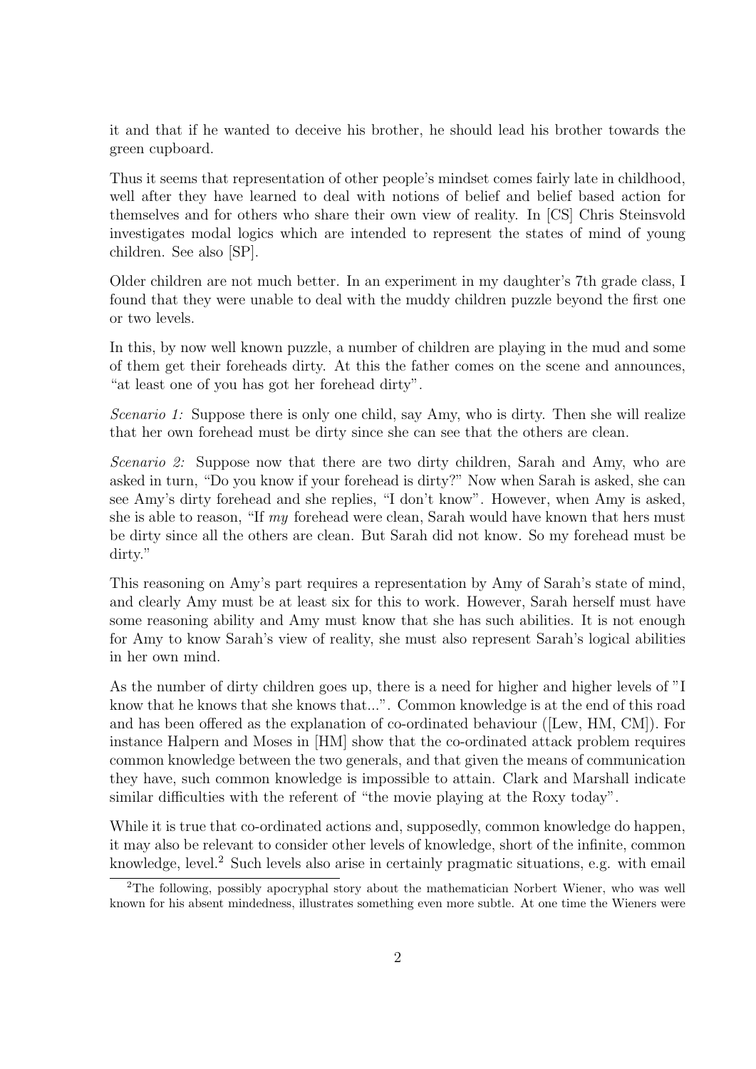it and that if he wanted to deceive his brother, he should lead his brother towards the green cupboard.

Thus it seems that representation of other people's mindset comes fairly late in childhood, well after they have learned to deal with notions of belief and belief based action for themselves and for others who share their own view of reality. In [CS] Chris Steinsvold investigates modal logics which are intended to represent the states of mind of young children. See also [SP].

Older children are not much better. In an experiment in my daughter's 7th grade class, I found that they were unable to deal with the muddy children puzzle beyond the first one or two levels.

In this, by now well known puzzle, a number of children are playing in the mud and some of them get their foreheads dirty. At this the father comes on the scene and announces, "at least one of you has got her forehead dirty".

*Scenario 1:* Suppose there is only one child, say Amy, who is dirty. Then she will realize that her own forehead must be dirty since she can see that the others are clean.

*Scenario 2:* Suppose now that there are two dirty children, Sarah and Amy, who are asked in turn, "Do you know if your forehead is dirty?" Now when Sarah is asked, she can see Amy's dirty forehead and she replies, "I don't know". However, when Amy is asked, she is able to reason, "If *my* forehead were clean, Sarah would have known that hers must be dirty since all the others are clean. But Sarah did not know. So my forehead must be dirty."

This reasoning on Amy's part requires a representation by Amy of Sarah's state of mind, and clearly Amy must be at least six for this to work. However, Sarah herself must have some reasoning ability and Amy must know that she has such abilities. It is not enough for Amy to know Sarah's view of reality, she must also represent Sarah's logical abilities in her own mind.

As the number of dirty children goes up, there is a need for higher and higher levels of "I know that he knows that she knows that...". Common knowledge is at the end of this road and has been offered as the explanation of co-ordinated behaviour ([Lew, HM, CM]). For instance Halpern and Moses in [HM] show that the co-ordinated attack problem requires common knowledge between the two generals, and that given the means of communication they have, such common knowledge is impossible to attain. Clark and Marshall indicate similar difficulties with the referent of "the movie playing at the Roxy today".

While it is true that co-ordinated actions and, supposedly, common knowledge do happen, it may also be relevant to consider other levels of knowledge, short of the infinite, common knowledge, level.[2] Such levels also arise in certainly pragmatic situations, e.g. with email

[2] The following, possibly apocryphal story about the mathematician Norbert Wiener, who was well known for his absent mindedness, illustrates something even more subtle. At one time the Wieners were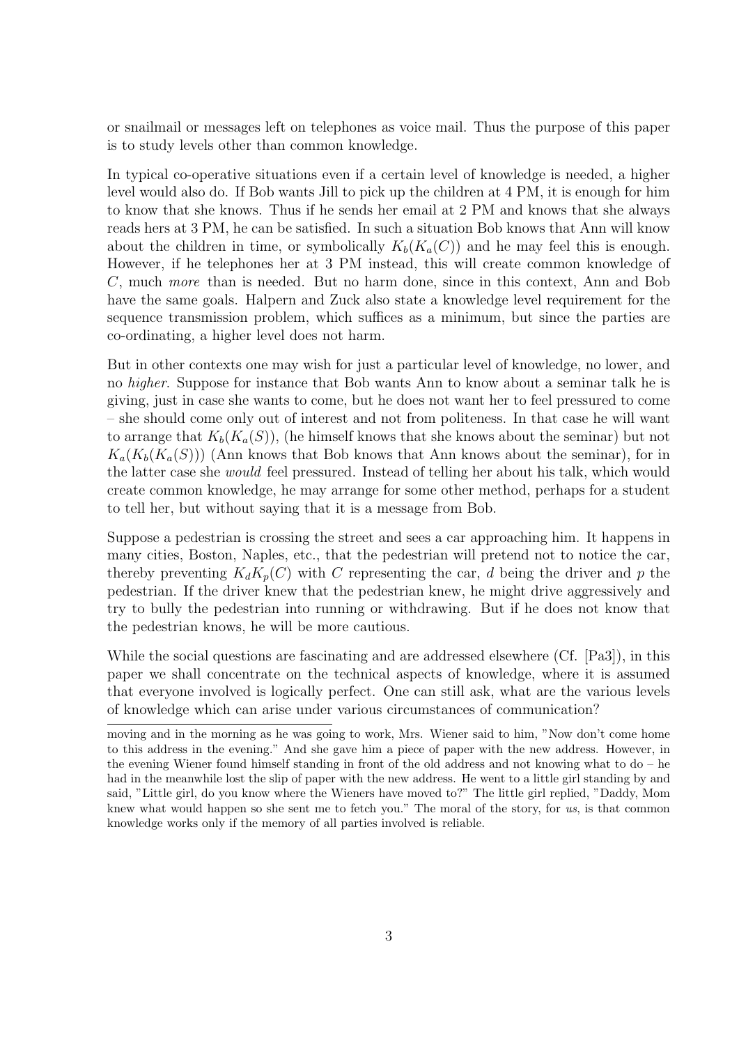or snailmail or messages left on telephones as voice mail. Thus the purpose of this paper is to study levels other than common knowledge.

In typical co-operative situations even if a certain level of knowledge is needed, a higher level would also do. If Bob wants Jill to pick up the children at 4 PM, it is enough for him to know that she knows. Thus if he sends her email at 2 PM and knows that she always reads hers at 3 PM, he can be satisfied. In such a situation Bob knows that Ann will know about the children in time, or symbolically $K_b(K_a(C))$ and he may feel this is enough. However, if he telephones her at 3 PM instead, this will create common knowledge of $C$, much *more* than is needed. But no harm done, since in this context, Ann and Bob have the same goals. Halpern and Zuck also state a knowledge level requirement for the sequence transmission problem, which suffices as a minimum, but since the parties are co-ordinating, a higher level does not harm.

But in other contexts one may wish for just a particular level of knowledge, no lower, and no *higher*. Suppose for instance that Bob wants Ann to know about a seminar talk he is giving, just in case she wants to come, but he does not want her to feel pressured to come – she should come only out of interest and not from politeness. In that case he will want to arrange that $K_b(K_a(S))$, (he himself knows that she knows about the seminar) but not $K_a(K_b(K_a(S)))$ (Ann knows that Bob knows that Ann knows about the seminar), for in the latter case she *would* feel pressured. Instead of telling her about his talk, which would create common knowledge, he may arrange for some other method, perhaps for a student to tell her, but without saying that it is a message from Bob.

Suppose a pedestrian is crossing the street and sees a car approaching him. It happens in many cities, Boston, Naples, etc., that the pedestrian will pretend not to notice the car, thereby preventing $K_dK_p(C)$ with $C$ representing the car, $d$ being the driver and $p$ the pedestrian. If the driver knew that the pedestrian knew, he might drive aggressively and try to bully the pedestrian into running or withdrawing. But if he does not know that the pedestrian knows, he will be more cautious.

While the social questions are fascinating and are addressed elsewhere (Cf. [Pa3]), in this paper we shall concentrate on the technical aspects of knowledge, where it is assumed that everyone involved is logically perfect. One can still ask, what are the various levels of knowledge which can arise under various circumstances of communication?

---

moving and in the morning as he was going to work, Mrs. Wiener said to him, "Now don't come home to this address in the evening." And she gave him a piece of paper with the new address. However, in the evening Wiener found himself standing in front of the old address and not knowing what to do – he had in the meanwhile lost the slip of paper with the new address. He went to a little girl standing by and said, "Little girl, do you know where the Wieners have moved to?" The little girl replied, "Daddy, Mom knew what would happen so she sent me to fetch you." The moral of the story, for *us*, is that common knowledge works only if the memory of all parties involved is reliable.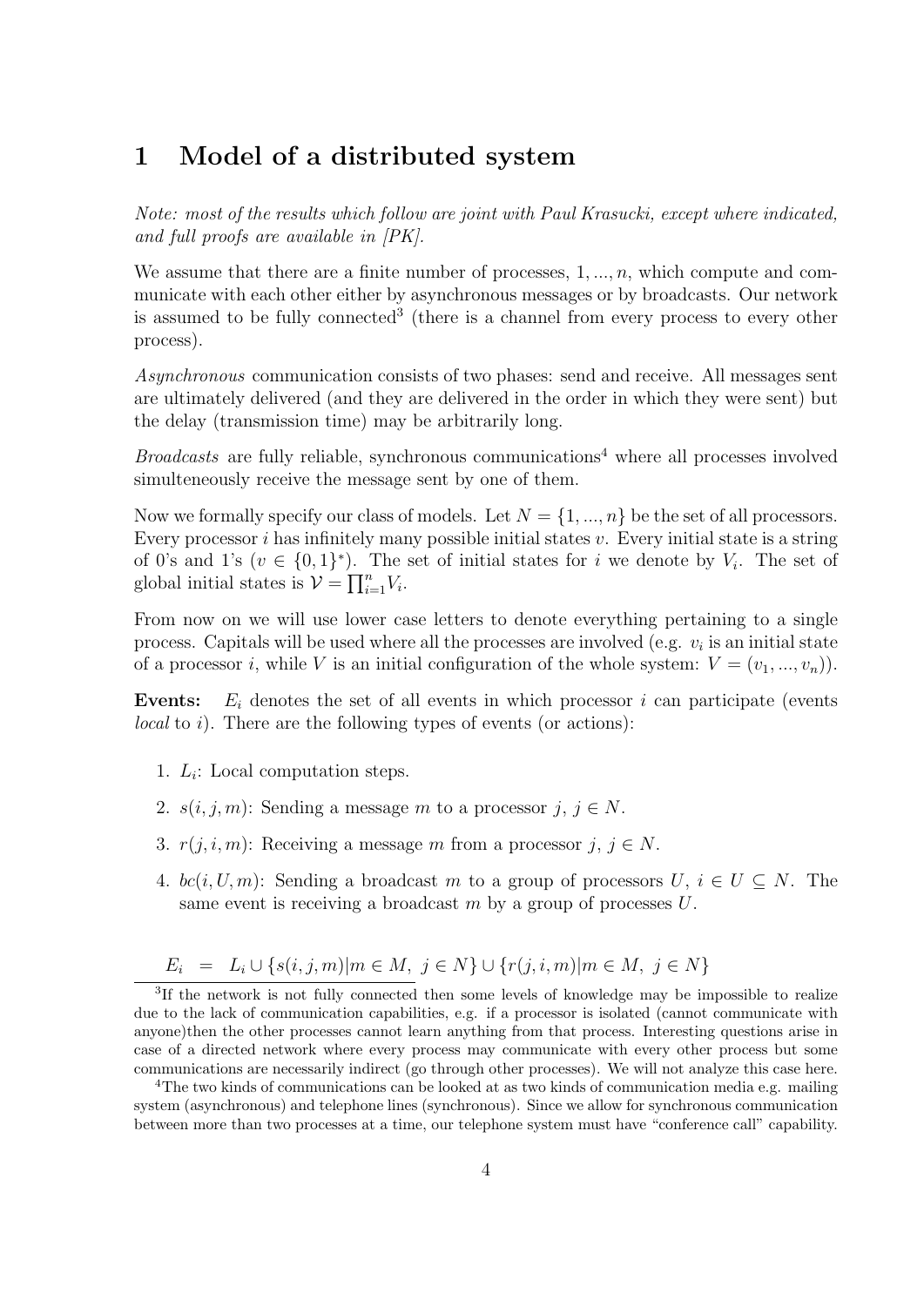# 1 Model of a distributed system

*Note: most of the results which follow are joint with Paul Krasucki, except where indicated, and full proofs are available in [PK].*

We assume that there are a finite number of processes, $1, ..., n$, which compute and communicate with each other either by asynchronous messages or by broadcasts. Our network is assumed to be fully connected[3] (there is a channel from every process to every other process).

*Asynchronous* communication consists of two phases: send and receive. All messages sent are ultimately delivered (and they are delivered in the order in which they were sent) but the delay (transmission time) may be arbitrarily long.

*Broadcasts* are fully reliable, synchronous communications[4] where all processes involved simulteneously receive the message sent by one of them.

Now we formally specify our class of models. Let $N = \{1, ..., n\}$ be the set of all processors. Every processor $i$ has infinitely many possible initial states $v$. Every initial state is a string of 0's and 1's ($v \in \{0, 1\}^*$). The set of initial states for $i$ we denote by $V_i$. The set of global initial states is $\mathcal{V} = \prod_{i=1}^{n} V_i$.

From now on we will use lower case letters to denote everything pertaining to a single process. Capitals will be used where all the processes are involved (e.g. $v_i$ is an initial state of a processor $i$, while $V$ is an initial configuration of the whole system: $V = (v_1, ..., v_n)$).

**Events:** $E_i$ denotes the set of all events in which processor $i$ can participate (events *local* to $i$). There are the following types of events (or actions):

1. $L_i$: Local computation steps.
2. $s(i, j, m)$: Sending a message $m$ to a processor $j$, $j \in N$.
3. $r(j, i, m)$: Receiving a message $m$ from a processor $j$, $j \in N$.
4. $bc(i, U, m)$: Sending a broadcast $m$ to a group of processors $U$, $i \in U \subseteq N$. The same event is receiving a broadcast $m$ by a group of processes $U$.

$$E_i \;\; = \;\; L_i \cup \{s(i, j, m) | m \in M, \; j \in N\} \cup \{r(j, i, m) | m \in M, \; j \in N\}$$

[3] If the network is not fully connected then some levels of knowledge may be impossible to realize due to the lack of communication capabilities, e.g. if a processor is isolated (cannot communicate with anyone)then the other processes cannot learn anything from that process. Interesting questions arise in case of a directed network where every process may communicate with every other process but some communications are necessarily indirect (go through other processes). We will not analyze this case here.

[4] The two kinds of communications can be looked at as two kinds of communication media e.g. mailing system (asynchronous) and telephone lines (synchronous). Since we allow for synchronous communication between more than two processes at a time, our telephone system must have "conference call" capability.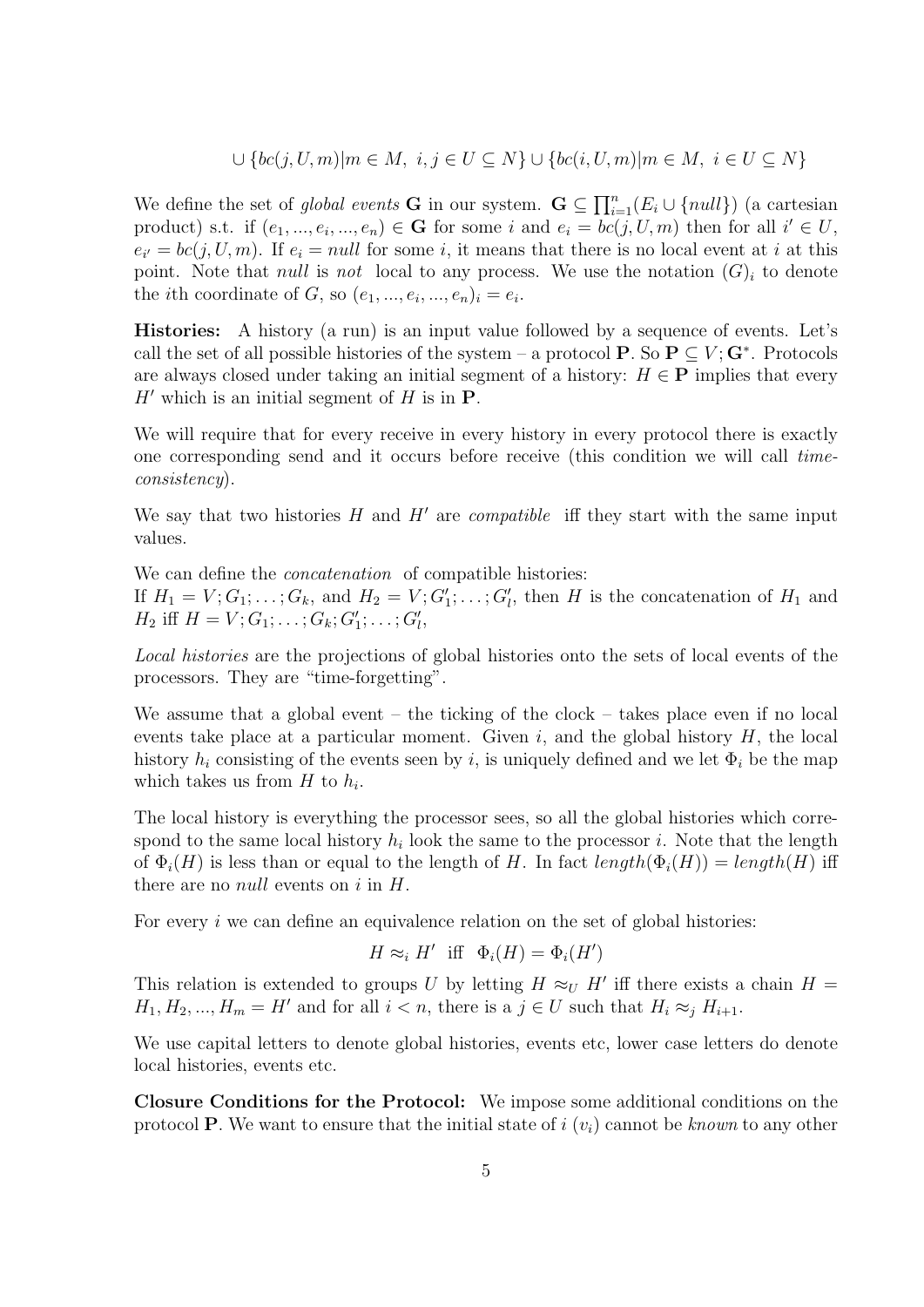$$\cup \{bc(j,U,m)|m \in M,\ i,j \in U \subseteq N\} \cup \{bc(i,U,m)|m \in M,\ i \in U \subseteq N\}$$

We define the set of *global events* $\mathbf{G}$ in our system. $\mathbf{G} \subseteq \prod_{i=1}^{n}(E_i \cup \{null\})$ (a cartesian product) s.t. if $(e_1, ..., e_i, ..., e_n) \in \mathbf{G}$ for some $i$ and $e_i = bc(j,U,m)$ then for all $i' \in U$, $e_{i'} = bc(j,U,m)$. If $e_i = null$ for some $i$, it means that there is no local event at $i$ at this point. Note that *null* is *not* local to any process. We use the notation $(G)_i$ to denote the $i$th coordinate of $G$, so $(e_1, ..., e_i, ..., e_n)_i = e_i$.

**Histories:** A history (a run) is an input value followed by a sequence of events. Let's call the set of all possible histories of the system – a protocol $\mathbf{P}$. So $\mathbf{P} \subseteq V; \mathbf{G}^*$. Protocols are always closed under taking an initial segment of a history: $H \in \mathbf{P}$ implies that every $H'$ which is an initial segment of $H$ is in $\mathbf{P}$.

We will require that for every receive in every history in every protocol there is exactly one corresponding send and it occurs before receive (this condition we will call *time-consistency*).

We say that two histories $H$ and $H'$ are *compatible* iff they start with the same input values.

We can define the *concatenation* of compatible histories:
If $H_1 = V; G_1; \ldots; G_k$, and $H_2 = V; G'_1; \ldots; G'_l$, then $H$ is the concatenation of $H_1$ and $H_2$ iff $H = V; G_1; \ldots; G_k; G'_1; \ldots; G'_l$,

*Local histories* are the projections of global histories onto the sets of local events of the processors. They are "time-forgetting".

We assume that a global event – the ticking of the clock – takes place even if no local events take place at a particular moment. Given $i$, and the global history $H$, the local history $h_i$ consisting of the events seen by $i$, is uniquely defined and we let $\Phi_i$ be the map which takes us from $H$ to $h_i$.

The local history is everything the processor sees, so all the global histories which correspond to the same local history $h_i$ look the same to the processor $i$. Note that the length of $\Phi_i(H)$ is less than or equal to the length of $H$. In fact $length(\Phi_i(H)) = length(H)$ iff there are no *null* events on $i$ in $H$.

For every $i$ we can define an equivalence relation on the set of global histories:

$$H \approx_i H' \ \text{ iff } \ \Phi_i(H) = \Phi_i(H')$$

This relation is extended to groups $U$ by letting $H \approx_U H'$ iff there exists a chain $H = H_1, H_2, ..., H_m = H'$ and for all $i < n$, there is a $j \in U$ such that $H_i \approx_j H_{i+1}$.

We use capital letters to denote global histories, events etc, lower case letters do denote local histories, events etc.

**Closure Conditions for the Protocol:** We impose some additional conditions on the protocol $\mathbf{P}$. We want to ensure that the initial state of $i$ ($v_i$) cannot be *known* to any other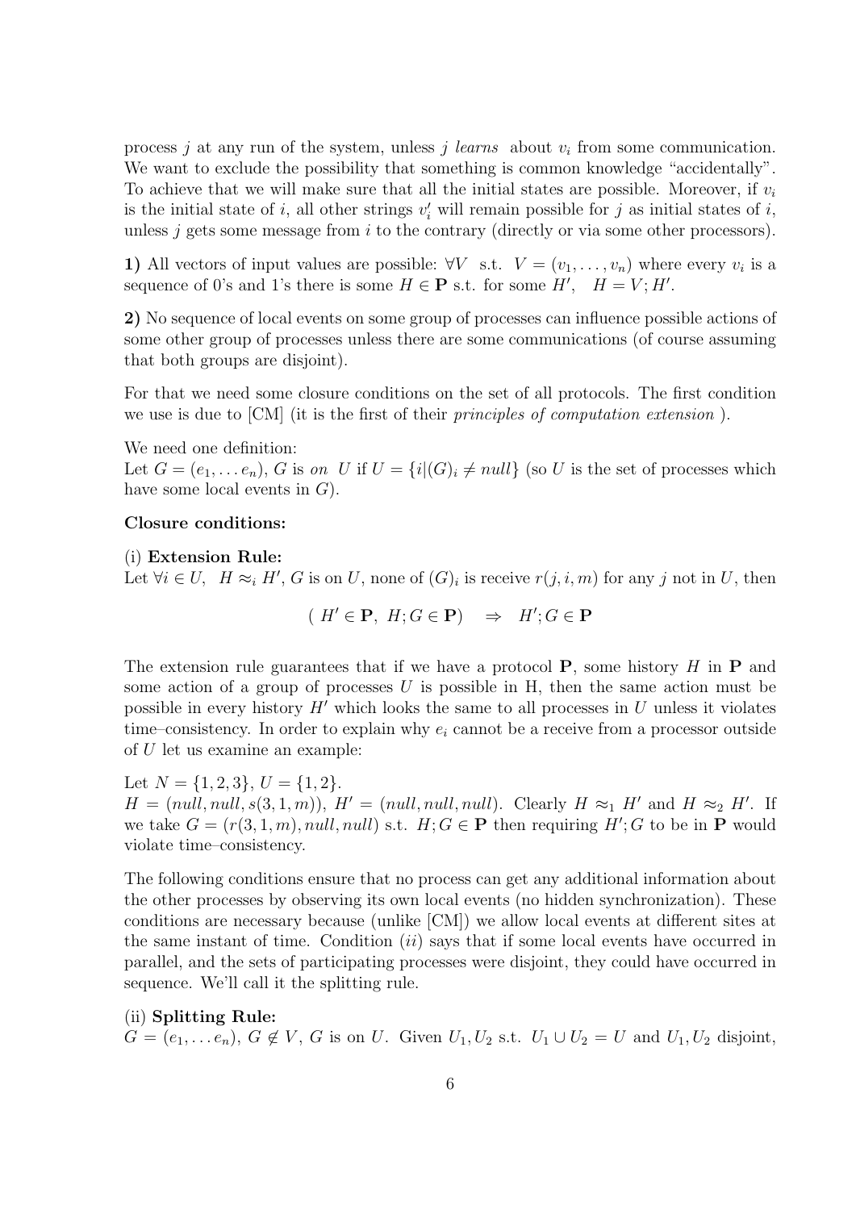process $j$ at any run of the system, unless $j$ *learns* about $v_i$ from some communication. We want to exclude the possibility that something is common knowledge "accidentally". To achieve that we will make sure that all the initial states are possible. Moreover, if $v_i$ is the initial state of $i$, all other strings $v_i'$ will remain possible for $j$ as initial states of $i$, unless $j$ gets some message from $i$ to the contrary (directly or via some other processors).

**1)** All vectors of input values are possible: $\forall V$ s.t. $V = (v_1, \ldots, v_n)$ where every $v_i$ is a sequence of 0's and 1's there is some $H \in \mathbf{P}$ s.t. for some $H'$, $H = V; H'$.

**2)** No sequence of local events on some group of processes can influence possible actions of some other group of processes unless there are some communications (of course assuming that both groups are disjoint).

For that we need some closure conditions on the set of all protocols. The first condition we use is due to [CM] (it is the first of their *principles of computation extension* ).

We need one definition:
Let $G = (e_1, \ldots e_n)$, $G$ is *on* $U$ if $U = \{i | (G)_i \neq null\}$ (so $U$ is the set of processes which have some local events in $G$).

**Closure conditions:**

(i) **Extension Rule:**
Let $\forall i \in U$, $H \approx_i H'$, $G$ is on $U$, none of $(G)_i$ is receive $r(j, i, m)$ for any $j$ not in $U$, then

$$( H' \in \mathbf{P},\ H; G \in \mathbf{P}) \quad \Rightarrow \quad H'; G \in \mathbf{P}$$

The extension rule guarantees that if we have a protocol $\mathbf{P}$, some history $H$ in $\mathbf{P}$ and some action of a group of processes $U$ is possible in H, then the same action must be possible in every history $H'$ which looks the same to all processes in $U$ unless it violates time–consistency. In order to explain why $e_i$ cannot be a receive from a processor outside of $U$ let us examine an example:

Let $N = \{1, 2, 3\}$, $U = \{1, 2\}$.
$H = (null, null, s(3, 1, m))$, $H' = (null, null, null)$. Clearly $H \approx_1 H'$ and $H \approx_2 H'$. If we take $G = (r(3, 1, m), null, null)$ s.t. $H; G \in \mathbf{P}$ then requiring $H'; G$ to be in $\mathbf{P}$ would violate time–consistency.

The following conditions ensure that no process can get any additional information about the other processes by observing its own local events (no hidden synchronization). These conditions are necessary because (unlike [CM]) we allow local events at different sites at the same instant of time. Condition $(ii)$ says that if some local events have occurred in parallel, and the sets of participating processes were disjoint, they could have occurred in sequence. We'll call it the splitting rule.

(ii) **Splitting Rule:**
$G = (e_1, \ldots e_n)$, $G \notin V$, $G$ is on $U$. Given $U_1, U_2$ s.t. $U_1 \cup U_2 = U$ and $U_1, U_2$ disjoint,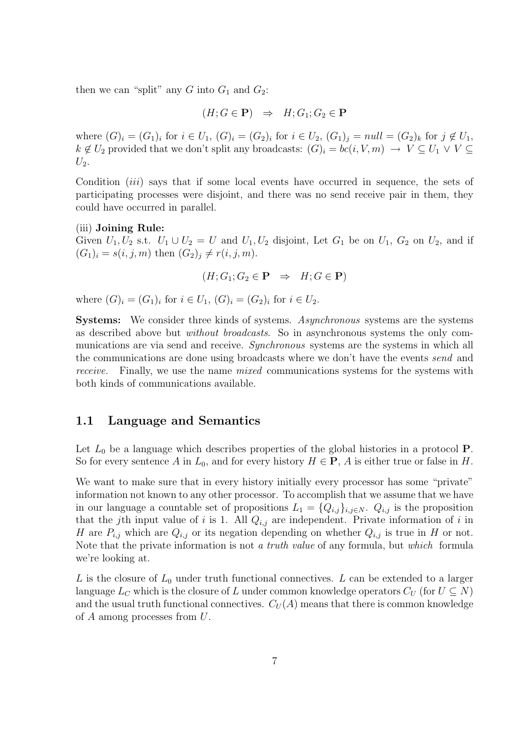then we can "split" any $G$ into $G_1$ and $G_2$:

$$(H; G \in \mathbf{P}) \quad \Rightarrow \quad H; G_1; G_2 \in \mathbf{P}$$

where $(G)_i = (G_1)_i$ for $i \in U_1$, $(G)_i = (G_2)_i$ for $i \in U_2$, $(G_1)_j = null = (G_2)_k$ for $j \notin U_1$, $k \notin U_2$ provided that we don't split any broadcasts: $(G)_i = bc(i, V, m) \rightarrow V \subseteq U_1 \vee V \subseteq U_2$.

Condition *(iii)* says that if some local events have occurred in sequence, the sets of participating processes were disjoint, and there was no send receive pair in them, they could have occurred in parallel.

(iii) **Joining Rule:**
Given $U_1, U_2$ s.t. $U_1 \cup U_2 = U$ and $U_1, U_2$ disjoint, Let $G_1$ be on $U_1$, $G_2$ on $U_2$, and if $(G_1)_i = s(i, j, m)$ then $(G_2)_j \neq r(i, j, m)$.

$$(H; G_1; G_2 \in \mathbf{P} \quad \Rightarrow \quad H; G \in \mathbf{P})$$

where $(G)_i = (G_1)_i$ for $i \in U_1$, $(G)_i = (G_2)_i$ for $i \in U_2$.

**Systems:** We consider three kinds of systems. *Asynchronous* systems are the systems as described above but *without broadcasts*. So in asynchronous systems the only communications are via send and receive. *Synchronous* systems are the systems in which all the communications are done using broadcasts where we don't have the events *send* and *receive*. Finally, we use the name *mixed* communications systems for the systems with both kinds of communications available.

## 1.1 Language and Semantics

Let $L_0$ be a language which describes properties of the global histories in a protocol $\mathbf{P}$. So for every sentence $A$ in $L_0$, and for every history $H \in \mathbf{P}$, $A$ is either true or false in $H$.

We want to make sure that in every history initially every processor has some "private" information not known to any other processor. To accomplish that we assume that we have in our language a countable set of propositions $L_1 = \{Q_{i,j}\}_{i,j \in N}$. $Q_{i,j}$ is the proposition that the $j$th input value of $i$ is 1. All $Q_{i,j}$ are independent. Private information of $i$ in $H$ are $P_{i,j}$ which are $Q_{i,j}$ or its negation depending on whether $Q_{i,j}$ is true in $H$ or not. Note that the private information is not *a truth value* of any formula, but *which* formula we're looking at.

$L$ is the closure of $L_0$ under truth functional connectives. $L$ can be extended to a larger language $L_C$ which is the closure of $L$ under common knowledge operators $C_U$ (for $U \subseteq N$) and the usual truth functional connectives. $C_U(A)$ means that there is common knowledge of $A$ among processes from $U$.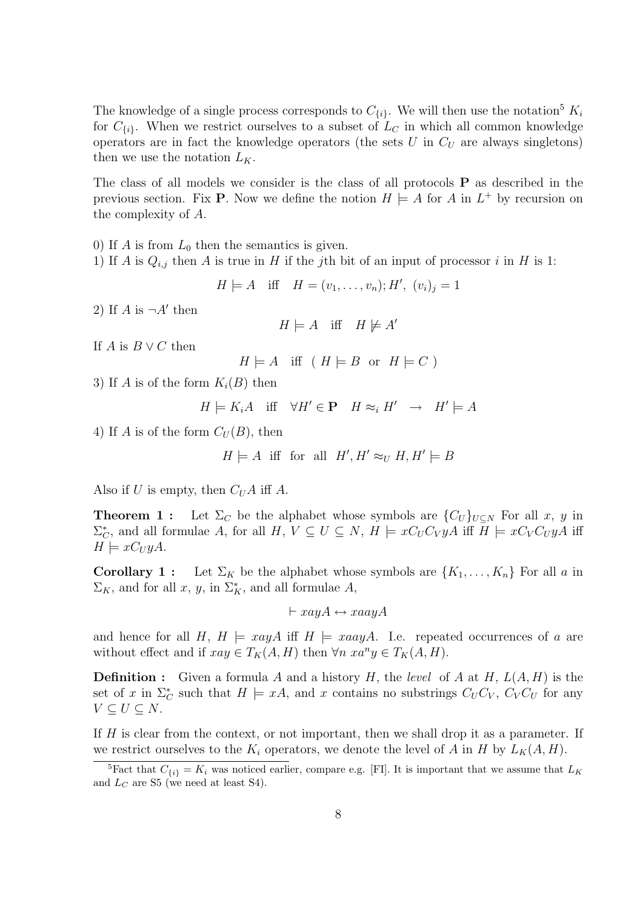The knowledge of a single process corresponds to $C_{\{i\}}$. We will then use the notation[5] $K_i$ for $C_{\{i\}}$. When we restrict ourselves to a subset of $L_C$ in which all common knowledge operators are in fact the knowledge operators (the sets $U$ in $C_U$ are always singletons) then we use the notation $L_K$.

The class of all models we consider is the class of all protocols $\mathbf{P}$ as described in the previous section. Fix $\mathbf{P}$. Now we define the notion $H \models A$ for $A$ in $L^+$ by recursion on the complexity of $A$.

0) If $A$ is from $L_0$ then the semantics is given.
1) If $A$ is $Q_{i,j}$ then $A$ is true in $H$ if the $j$th bit of an input of processor $i$ in $H$ is 1:

$$H \models A \quad \text{iff} \quad H = (v_1, \ldots, v_n); H',\ (v_i)_j = 1$$

2) If $A$ is $\neg A'$ then

$$H \models A \quad \text{iff} \quad H \not\models A'$$

If $A$ is $B \vee C$ then

$$H \models A \quad \text{iff} \quad (\ H \models B \ \text{ or } \ H \models C\ )$$

3) If $A$ is of the form $K_i(B)$ then

$$H \models K_i A \quad \text{iff} \quad \forall H' \in \mathbf{P} \quad H \approx_i H' \ \ \rightarrow \ \ H' \models A$$

4) If $A$ is of the form $C_U(B)$, then

$$H \models A \ \text{ iff } \ \text{for all } \ H', H' \approx_U H, H' \models B$$

Also if $U$ is empty, then $C_U A$ iff $A$.

**Theorem 1 :** Let $\Sigma_C$ be the alphabet whose symbols are $\{C_U\}_{U \subseteq N}$ For all $x$, $y$ in $\Sigma_C^*$, and all formulae $A$, for all $H$, $V \subseteq U \subseteq N$, $H \models xC_U C_V yA$ iff $H \models xC_V C_U yA$ iff $H \models xC_U yA$.

**Corollary 1 :** Let $\Sigma_K$ be the alphabet whose symbols are $\{K_1, \ldots, K_n\}$ For all $a$ in $\Sigma_K$, and for all $x$, $y$, in $\Sigma_K^*$, and all formulae $A$,

$$\vdash xayA \leftrightarrow xaayA$$

and hence for all $H$, $H \models xayA$ iff $H \models xaayA$. I.e. repeated occurrences of $a$ are without effect and if $xay \in T_K(A, H)$ then $\forall n\ xa^n y \in T_K(A, H)$.

**Definition :** Given a formula $A$ and a history $H$, the *level* of $A$ at $H$, $L(A, H)$ is the set of $x$ in $\Sigma_C^*$ such that $H \models xA$, and $x$ contains no substrings $C_U C_V$, $C_V C_U$ for any $V \subseteq U \subseteq N$.

If $H$ is clear from the context, or not important, then we shall drop it as a parameter. If we restrict ourselves to the $K_i$ operators, we denote the level of $A$ in $H$ by $L_K(A, H)$.

[5] Fact that $C_{\{i\}} = K_i$ was noticed earlier, compare e.g. [FI]. It is important that we assume that $L_K$ and $L_C$ are S5 (we need at least S4).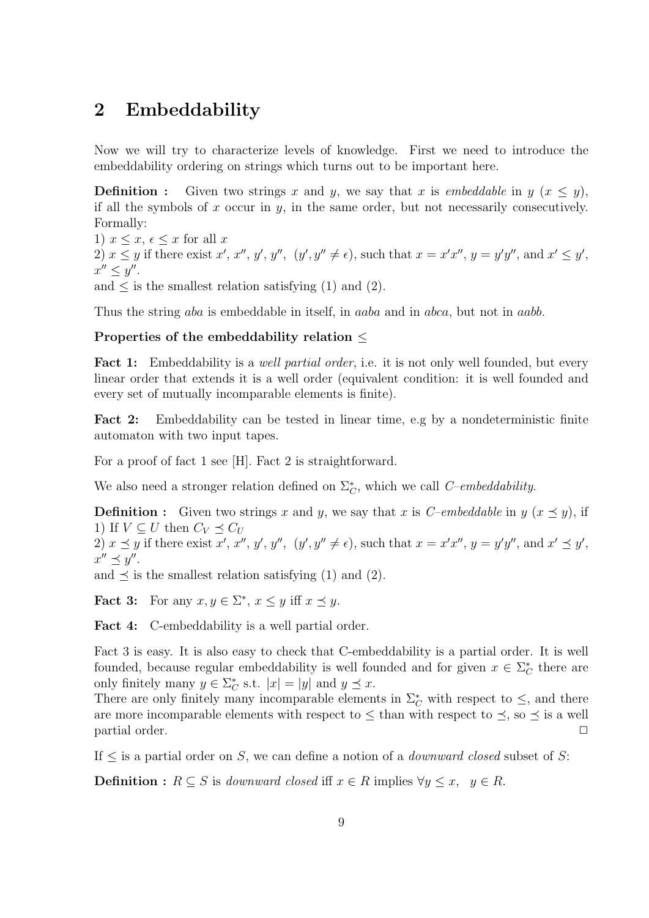## 2 Embeddability

Now we will try to characterize levels of knowledge. First we need to introduce the embeddability ordering on strings which turns out to be important here.

**Definition :** Given two strings $x$ and $y$, we say that $x$ is *embeddable* in $y$ ($x \leq y$), if all the symbols of $x$ occur in $y$, in the same order, but not necessarily consecutively. Formally:

1) $x \leq x$, $\epsilon \leq x$ for all $x$

2) $x \leq y$ if there exist $x'$, $x''$, $y'$, $y''$, $(y', y'' \neq \epsilon)$, such that $x = x'x''$, $y = y'y''$, and $x' \leq y'$, $x'' \leq y''$.

and $\leq$ is the smallest relation satisfying (1) and (2).

Thus the string *aba* is embeddable in itself, in *aaba* and in *abca*, but not in *aabb*.

**Properties of the embeddability relation $\leq$**

**Fact 1:** Embeddability is a *well partial order*, i.e. it is not only well founded, but every linear order that extends it is a well order (equivalent condition: it is well founded and every set of mutually incomparable elements is finite).

**Fact 2:** Embeddability can be tested in linear time, e.g by a nondeterministic finite automaton with two input tapes.

For a proof of fact 1 see [H]. Fact 2 is straightforward.

We also need a stronger relation defined on $\Sigma_C^*$, which we call *C–embeddability*.

**Definition :** Given two strings $x$ and $y$, we say that $x$ is *C–embeddable* in $y$ ($x \preceq y$), if

1) If $V \subseteq U$ then $C_V \preceq C_U$

2) $x \preceq y$ if there exist $x'$, $x''$, $y'$, $y''$, $(y', y'' \neq \epsilon)$, such that $x = x'x''$, $y = y'y''$, and $x' \preceq y'$, $x'' \preceq y''$.

and $\preceq$ is the smallest relation satisfying (1) and (2).

**Fact 3:** For any $x, y \in \Sigma^*$, $x \leq y$ iff $x \preceq y$.

**Fact 4:** C-embeddability is a well partial order.

Fact 3 is easy. It is also easy to check that C-embeddability is a partial order. It is well founded, because regular embeddability is well founded and for given $x \in \Sigma_C^*$ there are only finitely many $y \in \Sigma_C^*$ s.t. $|x| = |y|$ and $y \preceq x$.

There are only finitely many incomparable elements in $\Sigma_C^*$ with respect to $\leq$, and there are more incomparable elements with respect to $\leq$ than with respect to $\preceq$, so $\preceq$ is a well partial order. $\square$

If $\leq$ is a partial order on $S$, we can define a notion of a *downward closed* subset of $S$:

**Definition :** $R \subseteq S$ is *downward closed* iff $x \in R$ implies $\forall y \leq x, \quad y \in R$.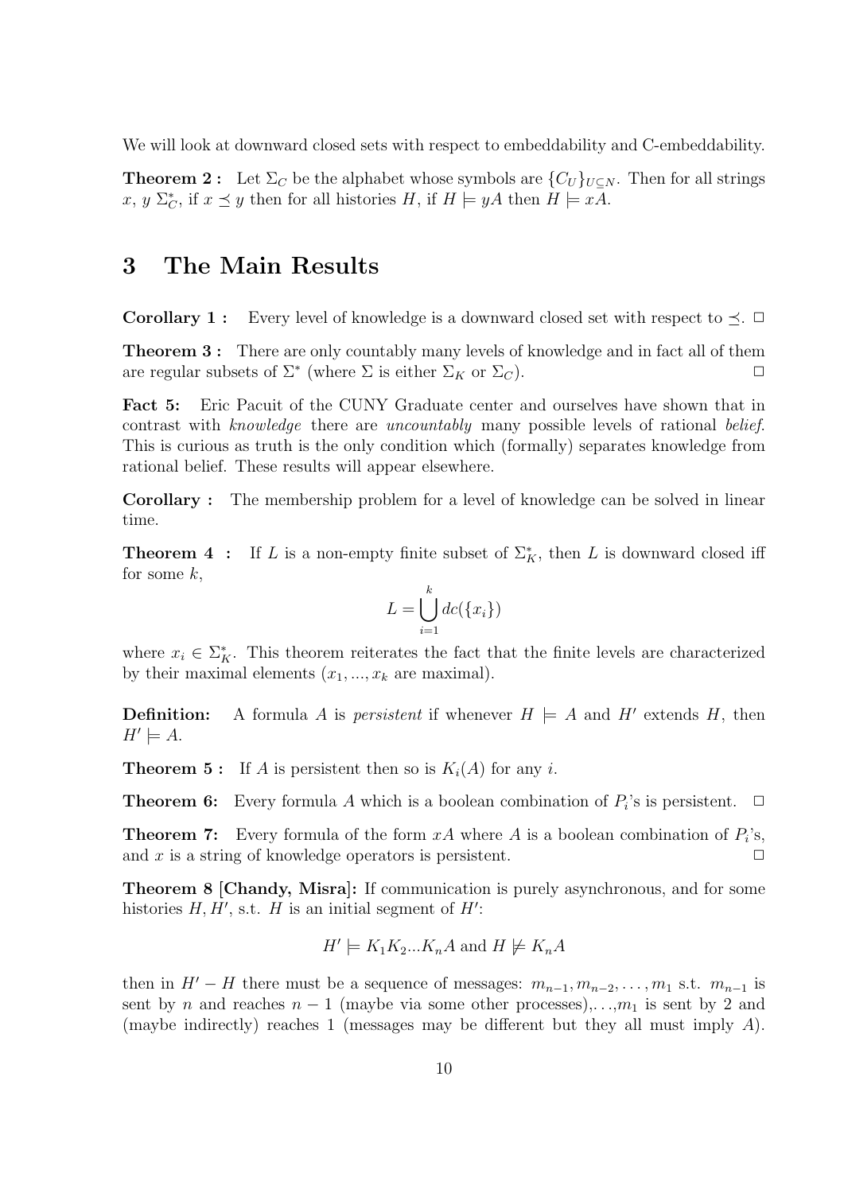We will look at downward closed sets with respect to embeddability and C-embeddability.

**Theorem 2 :** Let $\Sigma_C$ be the alphabet whose symbols are $\{C_U\}_{U \subseteq N}$. Then for all strings $x$, $y$ $\Sigma_C^*$, if $x \preceq y$ then for all histories $H$, if $H \models yA$ then $H \models xA$.

# 3 The Main Results

**Corollary 1 :** Every level of knowledge is a downward closed set with respect to $\preceq$. □

**Theorem 3 :** There are only countably many levels of knowledge and in fact all of them are regular subsets of $\Sigma^*$ (where $\Sigma$ is either $\Sigma_K$ or $\Sigma_C$). □

**Fact 5:** Eric Pacuit of the CUNY Graduate center and ourselves have shown that in contrast with *knowledge* there are *uncountably* many possible levels of rational *belief*. This is curious as truth is the only condition which (formally) separates knowledge from rational belief. These results will appear elsewhere.

**Corollary :** The membership problem for a level of knowledge can be solved in linear time.

**Theorem 4 :** If $L$ is a non-empty finite subset of $\Sigma_K^*$, then $L$ is downward closed iff for some $k$,

$$L = \bigcup_{i=1}^{k} dc(\{x_i\})$$

where $x_i \in \Sigma_K^*$. This theorem reiterates the fact that the finite levels are characterized by their maximal elements ($x_1, ..., x_k$ are maximal).

**Definition:** A formula $A$ is *persistent* if whenever $H \models A$ and $H'$ extends $H$, then $H' \models A$.

**Theorem 5 :** If $A$ is persistent then so is $K_i(A)$ for any $i$.

**Theorem 6:** Every formula $A$ which is a boolean combination of $P_i$'s is persistent. □

**Theorem 7:** Every formula of the form $xA$ where $A$ is a boolean combination of $P_i$'s, and $x$ is a string of knowledge operators is persistent. □

**Theorem 8 [Chandy, Misra]:** If communication is purely asynchronous, and for some histories $H, H'$, s.t. $H$ is an initial segment of $H'$:

$$H' \models K_1 K_2 ... K_n A \text{ and } H \not\models K_n A$$

then in $H' - H$ there must be a sequence of messages: $m_{n-1}, m_{n-2}, \ldots, m_1$ s.t. $m_{n-1}$ is sent by $n$ and reaches $n-1$ (maybe via some other processes),. . .,$m_1$ is sent by 2 and (maybe indirectly) reaches 1 (messages may be different but they all must imply $A$).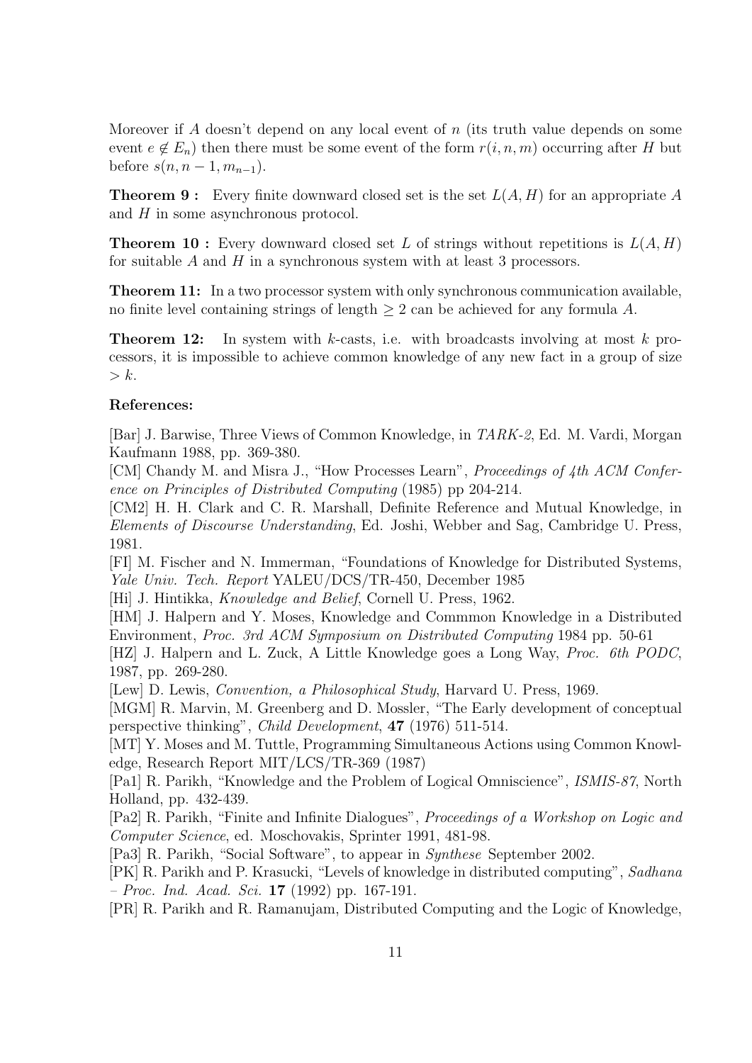Moreover if $A$ doesn't depend on any local event of $n$ (its truth value depends on some event $e \notin E_n$) then there must be some event of the form $r(i, n, m)$ occurring after $H$ but before $s(n, n-1, m_{n-1})$.

**Theorem 9 :** Every finite downward closed set is the set $L(A, H)$ for an appropriate $A$ and $H$ in some asynchronous protocol.

**Theorem 10 :** Every downward closed set $L$ of strings without repetitions is $L(A, H)$ for suitable $A$ and $H$ in a synchronous system with at least 3 processors.

**Theorem 11:** In a two processor system with only synchronous communication available, no finite level containing strings of length $\geq 2$ can be achieved for any formula $A$.

**Theorem 12:** In system with $k$-casts, i.e. with broadcasts involving at most $k$ processors, it is impossible to achieve common knowledge of any new fact in a group of size $> k$.

**References:**

[Bar] J. Barwise, Three Views of Common Knowledge, in *TARK-2*, Ed. M. Vardi, Morgan Kaufmann 1988, pp. 369-380.

[CM] Chandy M. and Misra J., "How Processes Learn", *Proceedings of 4th ACM Conference on Principles of Distributed Computing* (1985) pp 204-214.

[CM2] H. H. Clark and C. R. Marshall, Definite Reference and Mutual Knowledge, in *Elements of Discourse Understanding*, Ed. Joshi, Webber and Sag, Cambridge U. Press, 1981.

[FI] M. Fischer and N. Immerman, "Foundations of Knowledge for Distributed Systems, *Yale Univ. Tech. Report* YALEU/DCS/TR-450, December 1985

[Hi] J. Hintikka, *Knowledge and Belief*, Cornell U. Press, 1962.

[HM] J. Halpern and Y. Moses, Knowledge and Commmon Knowledge in a Distributed Environment, *Proc. 3rd ACM Symposium on Distributed Computing* 1984 pp. 50-61

[HZ] J. Halpern and L. Zuck, A Little Knowledge goes a Long Way, *Proc. 6th PODC*, 1987, pp. 269-280.

[Lew] D. Lewis, *Convention, a Philosophical Study*, Harvard U. Press, 1969.

[MGM] R. Marvin, M. Greenberg and D. Mossler, "The Early development of conceptual perspective thinking", *Child Development*, **47** (1976) 511-514.

[MT] Y. Moses and M. Tuttle, Programming Simultaneous Actions using Common Knowledge, Research Report MIT/LCS/TR-369 (1987)

[Pa1] R. Parikh, "Knowledge and the Problem of Logical Omniscience", *ISMIS-87*, North Holland, pp. 432-439.

[Pa2] R. Parikh, "Finite and Infinite Dialogues", *Proceedings of a Workshop on Logic and Computer Science*, ed. Moschovakis, Sprinter 1991, 481-98.

[Pa3] R. Parikh, "Social Software", to appear in *Synthese* September 2002.

[PK] R. Parikh and P. Krasucki, "Levels of knowledge in distributed computing", *Sadhana – Proc. Ind. Acad. Sci.* **17** (1992) pp. 167-191.

[PR] R. Parikh and R. Ramanujam, Distributed Computing and the Logic of Knowledge,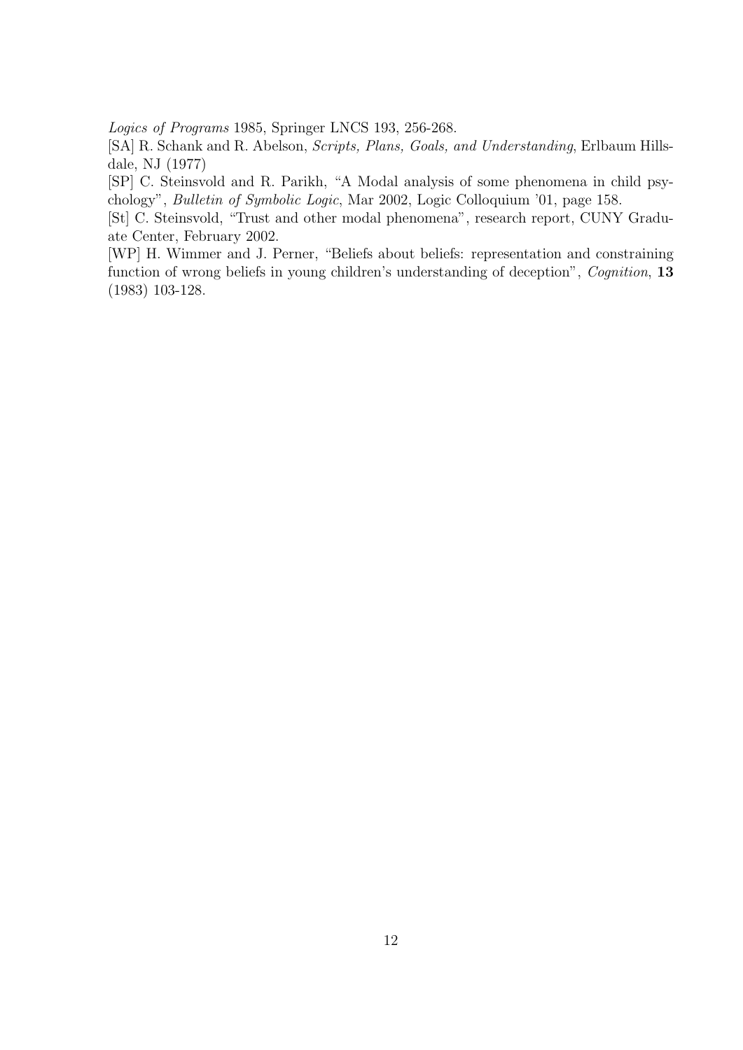*Logics of Programs* 1985, Springer LNCS 193, 256-268.

[SA] R. Schank and R. Abelson, *Scripts, Plans, Goals, and Understanding*, Erlbaum Hillsdale, NJ (1977)

[SP] C. Steinsvold and R. Parikh, "A Modal analysis of some phenomena in child psychology", *Bulletin of Symbolic Logic*, Mar 2002, Logic Colloquium '01, page 158.

[St] C. Steinsvold, "Trust and other modal phenomena", research report, CUNY Graduate Center, February 2002.

[WP] H. Wimmer and J. Perner, "Beliefs about beliefs: representation and constraining function of wrong beliefs in young children's understanding of deception", *Cognition*, **13** (1983) 103-128.